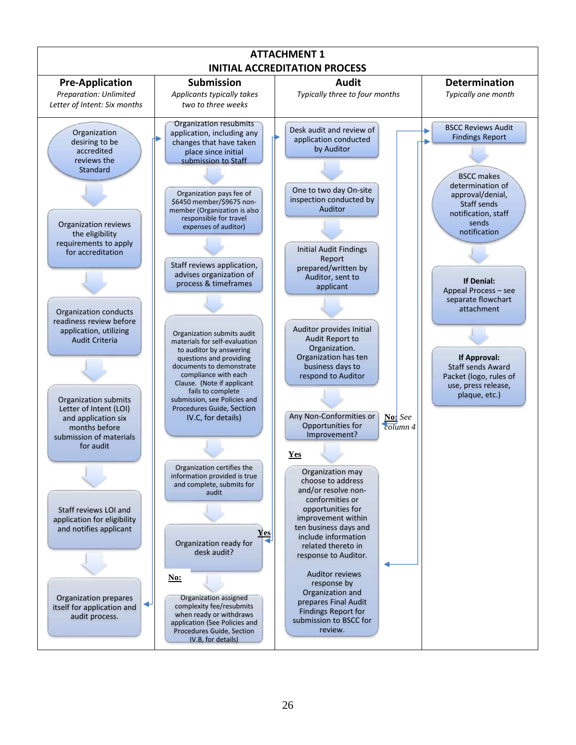# ATTACHMENT 1
## INITIAL ACCREDITATION PROCESS

### Pre-Application
*Preparation: Unlimited*
*Letter of Intent: Six months*

- Organization desiring to be accredited reviews the Standard
- Organization reviews the eligibility requirements to apply for accreditation
- Organization conducts readiness review before application, utilizing Audit Criteria
- Organization submits Letter of Intent (LOI) and application six months before submission of materials for audit
- Staff reviews LOI and application for eligibility and notifies applicant
- Organization prepares itself for application and audit process.

### Submission
*Applicants typically takes two to three weeks*

- Organization resubmits application, including any changes that have taken place since initial submission to Staff
- Organization pays fee of $6450 member/$9675 non-member (Organization is also responsible for travel expenses of auditor)
- Staff reviews application, advises organization of process & timeframes
- Organization submits audit materials for self-evaluation to auditor by answering questions and providing documents to demonstrate compliance with each Clause. (Note if applicant fails to complete submission, see Policies and Procedures Guide, Section IV.C, for details)
- Organization certifies the information provided is true and complete, submits for audit
- Organization ready for desk audit?
  - **Yes**: proceed to Audit (Desk audit and review of application conducted by Auditor)
  - **No:** Organization assigned complexity fee/resubmits when ready or withdraws application (See Policies and Procedures Guide, Section IV.B, for details)

### Audit
*Typically three to four months*

- Desk audit and review of application conducted by Auditor
- One to two day On-site inspection conducted by Auditor
- Initial Audit Findings Report prepared/written by Auditor, sent to applicant
- Auditor provides Initial Audit Report to Organization. Organization has ten business days to respond to Auditor
- Any Non-Conformities or Opportunities for Improvement?
  - **No:** *See column 4*
  - **Yes**: Organization may choose to address and/or resolve non-conformities or opportunities for improvement within ten business days and include information related thereto in response to Auditor.

    Auditor reviews response by Organization and prepares Final Audit Findings Report for submission to BSCC for review.

### Determination
*Typically one month*

- BSCC Reviews Audit Findings Report
- BSCC makes determination of approval/denial, Staff sends notification, staff sends notification
- **If Denial:** Appeal Process – see separate flowchart attachment
- **If Approval:** Staff sends Award Packet (logo, rules of use, press release, plaque, etc.)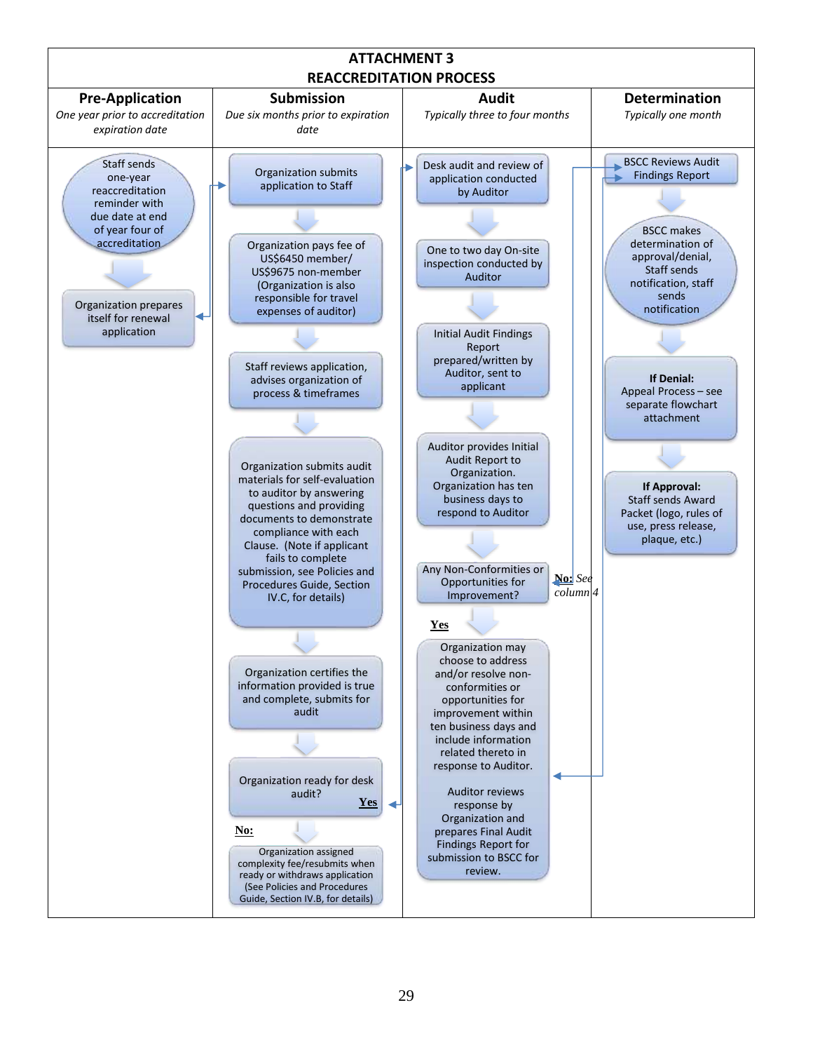# ATTACHMENT 3
## REACCREDITATION PROCESS

### Pre-Application
*One year prior to accreditation expiration date*

- Staff sends one-year reaccreditation reminder with due date at end of year four of accreditation
- Organization prepares itself for renewal application

### Submission
*Due six months prior to expiration date*

- Organization submits application to Staff
- Organization pays fee of US$6450 member/ US$9675 non-member (Organization is also responsible for travel expenses of auditor)
- Staff reviews application, advises organization of process & timeframes
- Organization submits audit materials for self-evaluation to auditor by answering questions and providing documents to demonstrate compliance with each Clause. (Note if applicant fails to complete submission, see Policies and Procedures Guide, Section IV.C, for details)
- Organization certifies the information provided is true and complete, submits for audit
- Organization ready for desk audit?
  - **Yes** → Audit
  - **No:** Organization assigned complexity fee/resubmits when ready or withdraws application (See Policies and Procedures Guide, Section IV.B, for details)

### Audit
*Typically three to four months*

- Desk audit and review of application conducted by Auditor
- One to two day On-site inspection conducted by Auditor
- Initial Audit Findings Report prepared/written by Auditor, sent to applicant
- Auditor provides Initial Audit Report to Organization. Organization has ten business days to respond to Auditor
- Any Non-Conformities or Opportunities for Improvement?
  - **No:** *See column 4*
  - **Yes**
- Organization may choose to address and/or resolve non-conformities or opportunities for improvement within ten business days and include information related thereto in response to Auditor.

  Auditor reviews response by Organization and prepares Final Audit Findings Report for submission to BSCC for review.

### Determination
*Typically one month*

- BSCC Reviews Audit Findings Report
- BSCC makes determination of approval/denial, Staff sends notification, staff sends notification
- **If Denial:** Appeal Process – see separate flowchart attachment
- **If Approval:** Staff sends Award Packet (logo, rules of use, press release, plaque, etc.)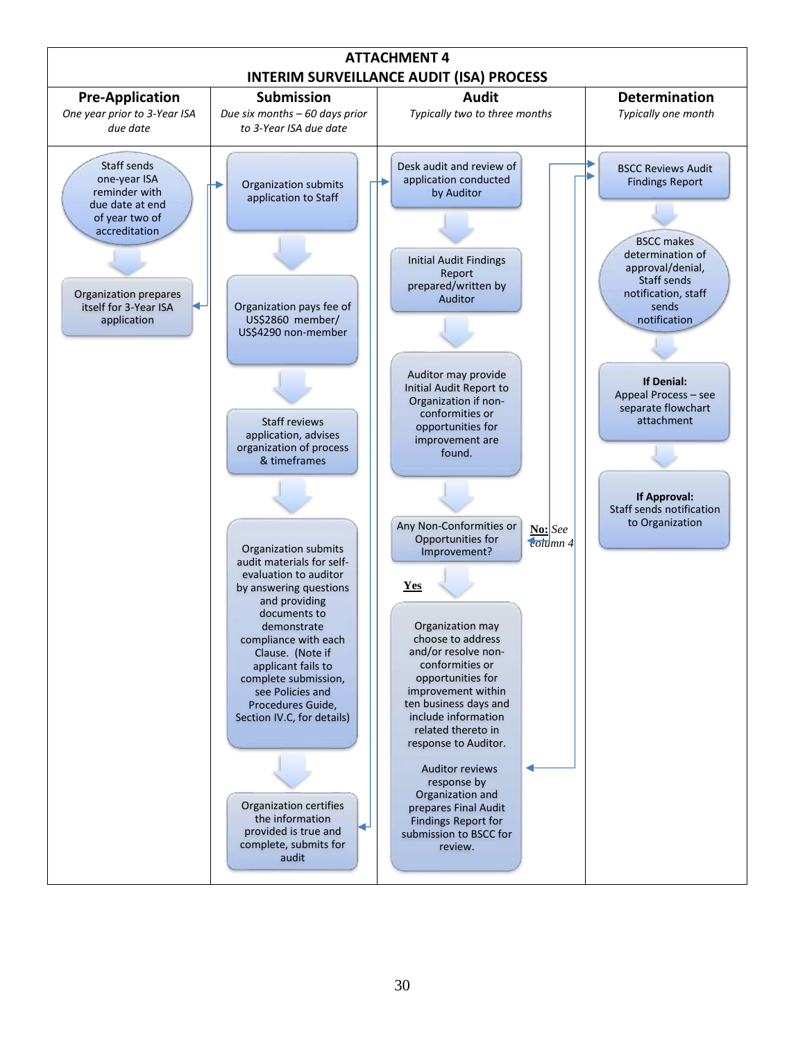# ATTACHMENT 4
# INTERIM SURVEILLANCE AUDIT (ISA) PROCESS

## Pre-Application
*One year prior to 3-Year ISA due date*

- Staff sends one-year ISA reminder with due date at end of year two of accreditation
- Organization prepares itself for 3-Year ISA application

## Submission
*Due six months – 60 days prior to 3-Year ISA due date*

- Organization submits application to Staff
- Organization pays fee of US$2860 member/ US$4290 non-member
- Staff reviews application, advises organization of process & timeframes
- Organization submits audit materials for self-evaluation to auditor by answering questions and providing documents to demonstrate compliance with each Clause. (Note if applicant fails to complete submission, see Policies and Procedures Guide, Section IV.C, for details)
- Organization certifies the information provided is true and complete, submits for audit

## Audit
*Typically two to three months*

- Desk audit and review of application conducted by Auditor
- Initial Audit Findings Report prepared/written by Auditor
- Auditor may provide Initial Audit Report to Organization if non-conformities or opportunities for improvement are found.
- Any Non-Conformities or Opportunities for Improvement?
  - **No:** *See column 4*
  - **Yes**
- Organization may choose to address and/or resolve non-conformities or opportunities for improvement within ten business days and include information related thereto in response to Auditor.

  Auditor reviews response by Organization and prepares Final Audit Findings Report for submission to BSCC for review.

## Determination
*Typically one month*

- BSCC Reviews Audit Findings Report
- BSCC makes determination of approval/denial, Staff sends notification, staff sends notification
- **If Denial:** Appeal Process – see separate flowchart attachment
- **If Approval:** Staff sends notification to Organization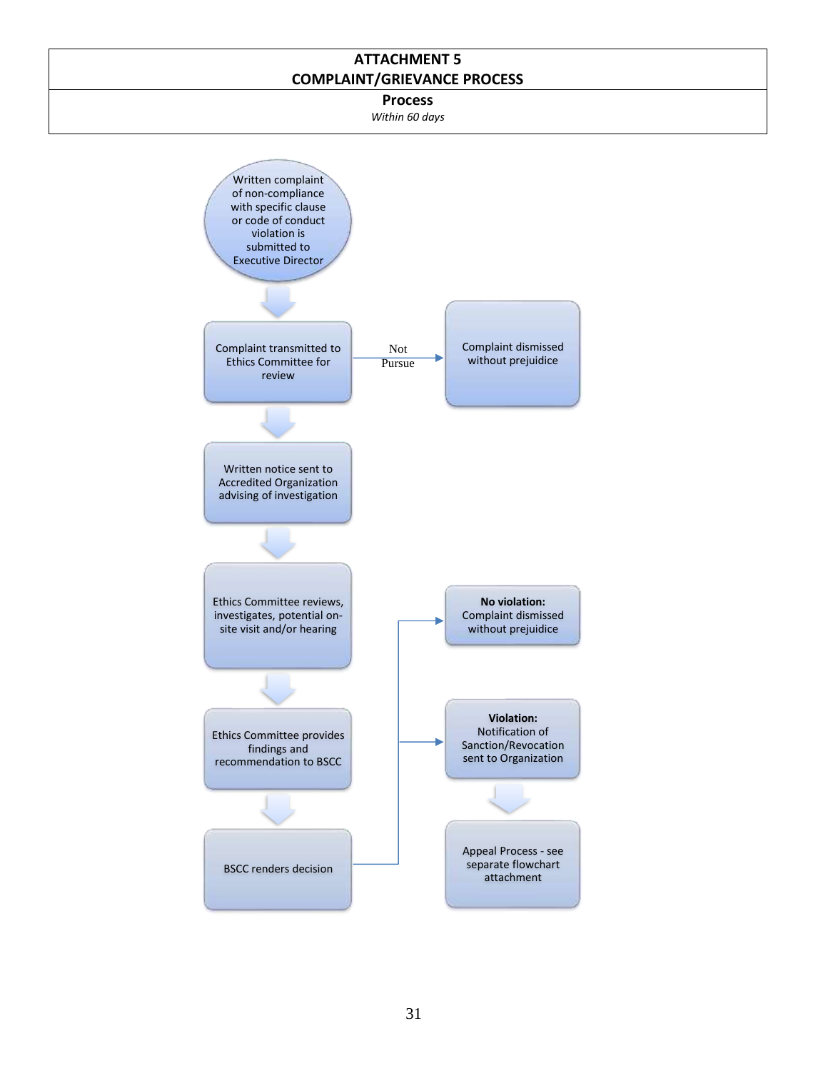# ATTACHMENT 5
# COMPLAINT/GRIEVANCE PROCESS

## Process

*Within 60 days*

Written complaint of non-compliance with specific clause or code of conduct violation is submitted to Executive Director

Complaint transmitted to Ethics Committee for review

Not Pursue

Complaint dismissed without prejuidice

Written notice sent to Accredited Organization advising of investigation

Ethics Committee reviews, investigates, potential on-site visit and/or hearing

Ethics Committee provides findings and recommendation to BSCC

BSCC renders decision

**No violation:** Complaint dismissed without prejuidice

**Violation:** Notification of Sanction/Revocation sent to Organization

Appeal Process - see separate flowchart attachment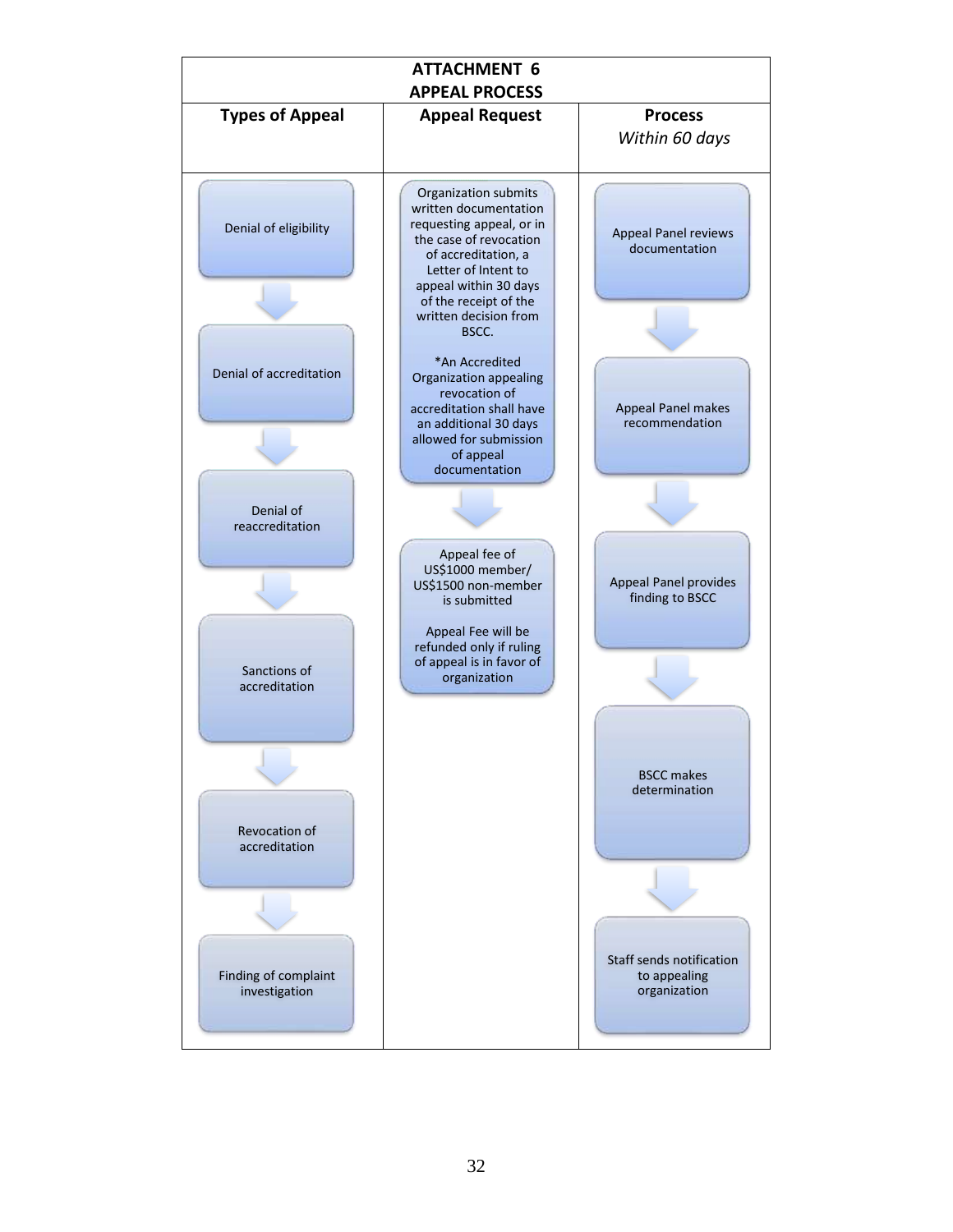## ATTACHMENT 6

## APPEAL PROCESS

| Types of Appeal | Appeal Request | Process *Within 60 days* |
|---|---|---|
| Denial of eligibility | Organization submits written documentation requesting appeal, or in the case of revocation of accreditation, a Letter of Intent to appeal within 30 days of the receipt of the written decision from BSCC. *An Accredited Organization appealing revocation of accreditation shall have an additional 30 days allowed for submission of appeal documentation | Appeal Panel reviews documentation |
| Denial of accreditation | Appeal fee of US$1000 member/ US$1500 non-member is submitted. Appeal Fee will be refunded only if ruling of appeal is in favor of organization | Appeal Panel makes recommendation |
| Denial of reaccreditation | | Appeal Panel provides finding to BSCC |
| Sanctions of accreditation | | BSCC makes determination |
| Revocation of accreditation | | Staff sends notification to appealing organization |
| Finding of complaint investigation | | |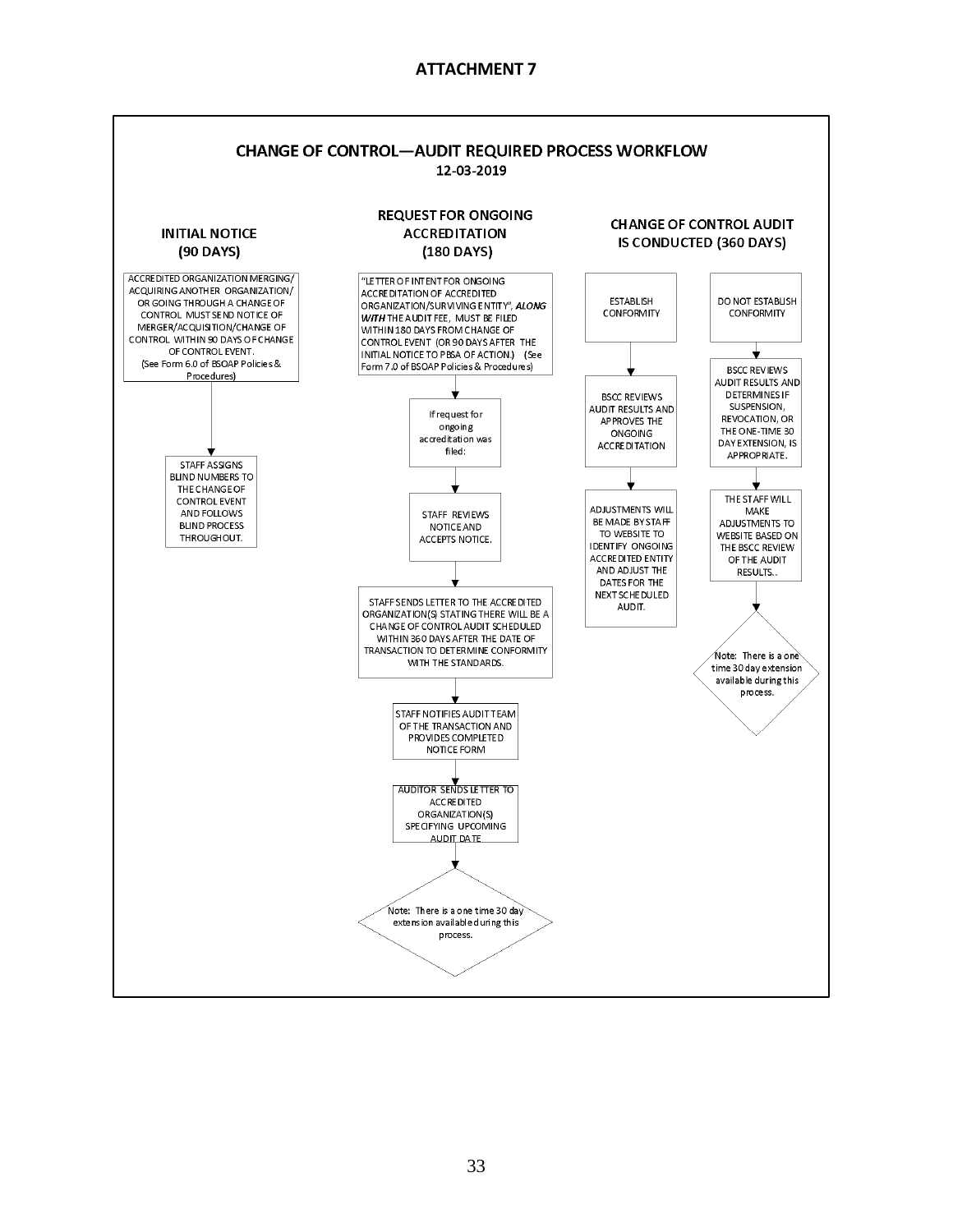# ATTACHMENT 7

## CHANGE OF CONTROL—AUDIT REQUIRED PROCESS WORKFLOW

12-03-2019

### INITIAL NOTICE (90 DAYS)

ACCREDITED ORGANIZATION MERGING/ ACQUIRING ANOTHER ORGANIZATION/ OR GOING THROUGH A CHANGE OF CONTROL MUST SEND NOTICE OF MERGER/ACQUISITION/CHANGE OF CONTROL WITHIN 90 DAYS OF CHANGE OF CONTROL EVENT. (See Form 6.0 of BSOAP Policies & Procedures)

↓

STAFF ASSIGNS BLIND NUMBERS TO THE CHANGE OF CONTROL EVENT AND FOLLOWS BLIND PROCESS THROUGHOUT.

### REQUEST FOR ONGOING ACCREDITATION (180 DAYS)

"LETTER OF INTENT FOR ONGOING ACCREDITATION OF ACCREDITED ORGANIZATION/SURVIVING ENTITY", ***ALONG WITH*** THE AUDIT FEE, MUST BE FILED WITHIN 180 DAYS FROM CHANGE OF CONTROL EVENT (OR 90 DAYS AFTER THE INITIAL NOTICE TO PBSA OF ACTION.) (See Form 7.0 of BSOAP Policies & Procedures)

↓

If request for ongoing accreditation was filed:

↓

STAFF REVIEWS NOTICE AND ACCEPTS NOTICE.

↓

STAFF SENDS LETTER TO THE ACCREDITED ORGANIZATION(S) STATING THERE WILL BE A CHANGE OF CONTROL AUDIT SCHEDULED WITHIN 360 DAYS AFTER THE DATE OF TRANSACTION TO DETERMINE CONFORMITY WITH THE STANDARDS.

↓

STAFF NOTIFIES AUDIT TEAM OF THE TRANSACTION AND PROVIDES COMPLETED NOTICE FORM

↓

AUDITOR SENDS LETTER TO ACCREDITED ORGANIZATION(S) SPECIFYING UPCOMING AUDIT DATE

↓

Note: There is a one time 30 day extension available during this process.

### CHANGE OF CONTROL AUDIT IS CONDUCTED (360 DAYS)

**ESTABLISH CONFORMITY**

↓

BSCC REVIEWS AUDIT RESULTS AND APPROVES THE ONGOING ACCREDITATION

↓

ADJUSTMENTS WILL BE MADE BY STAFF TO WEBSITE TO IDENTIFY ONGOING ACCREDITED ENTITY AND ADJUST THE DATES FOR THE NEXT SCHEDULED AUDIT.

**DO NOT ESTABLISH CONFORMITY**

↓

BSCC REVIEWS AUDIT RESULTS AND DETERMINES IF SUSPENSION, REVOCATION, OR THE ONE-TIME 30 DAY EXTENSION, IS APPROPRIATE.

↓

THE STAFF WILL MAKE ADJUSTMENTS TO WEBSITE BASED ON THE BSCC REVIEW OF THE AUDIT RESULTS..

↓

Note: There is a one time 30 day extension available during this process.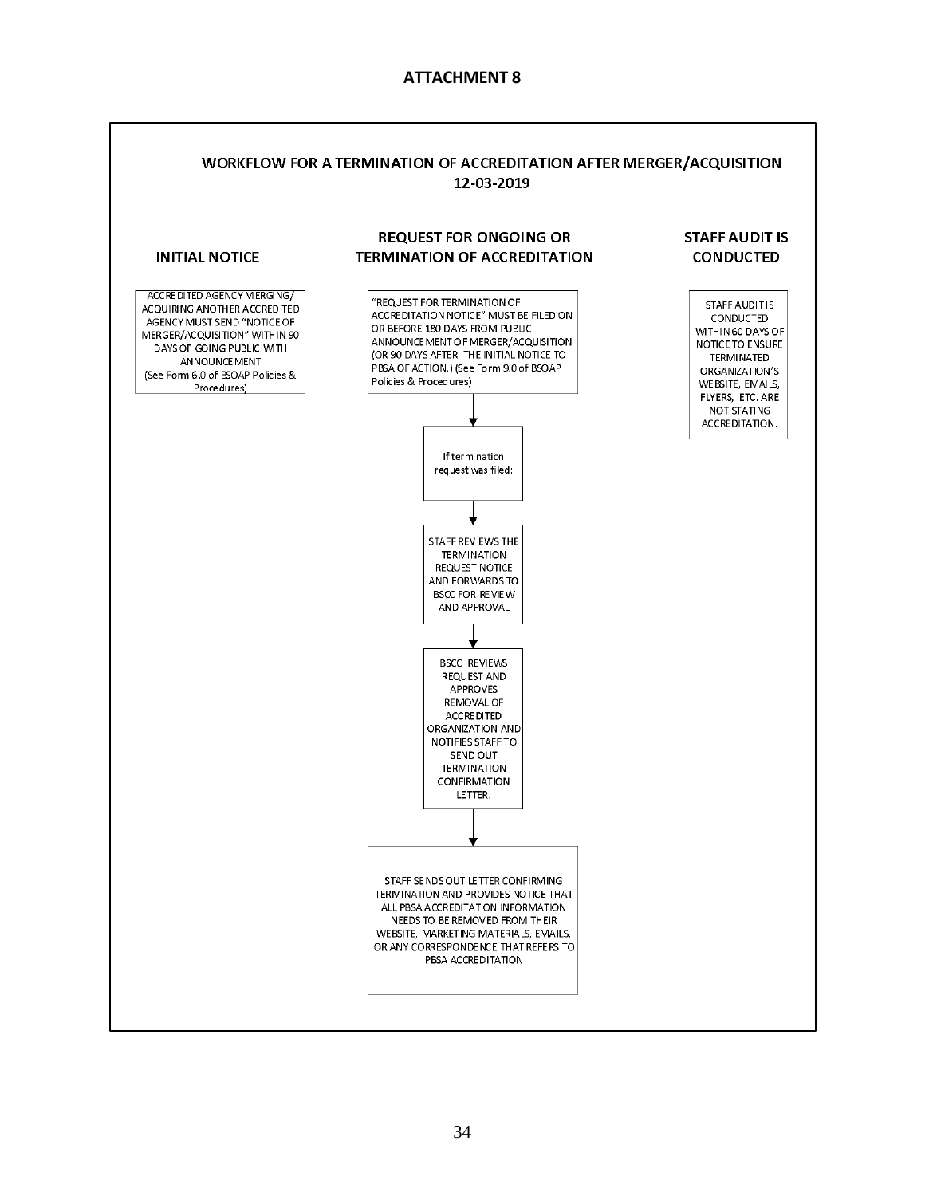# ATTACHMENT 8

## WORKFLOW FOR A TERMINATION OF ACCREDITATION AFTER MERGER/ACQUISITION
12-03-2019

### INITIAL NOTICE

ACCREDITED AGENCY MERGING/ ACQUIRING ANOTHER ACCREDITED AGENCY MUST SEND "NOTICE OF MERGER/ACQUISITION" WITHIN 90 DAYS OF GOING PUBLIC WITH ANNOUNCEMENT
(See Form 6.0 of BSOAP Policies & Procedures)

### REQUEST FOR ONGOING OR TERMINATION OF ACCREDITATION

"REQUEST FOR TERMINATION OF ACCREDITATION NOTICE" MUST BE FILED ON OR BEFORE 180 DAYS FROM PUBLIC ANNOUNCEMENT OF MERGER/ACQUISITION (OR 90 DAYS AFTER THE INITIAL NOTICE TO PBSA OF ACTION.) (See Form 9.0 of BSOAP Policies & Procedures)

↓

If termination request was filed:

↓

STAFF REVIEWS THE TERMINATION REQUEST NOTICE AND FORWARDS TO BSCC FOR REVIEW AND APPROVAL

↓

BSCC REVIEWS REQUEST AND APPROVES REMOVAL OF ACCREDITED ORGANIZATION AND NOTIFIES STAFF TO SEND OUT TERMINATION CONFIRMATION LETTER.

↓

STAFF SENDS OUT LETTER CONFIRMING TERMINATION AND PROVIDES NOTICE THAT ALL PBSA ACCREDITATION INFORMATION NEEDS TO BE REMOVED FROM THEIR WEBSITE, MARKETING MATERIALS, EMAILS, OR ANY CORRESPONDENCE THAT REFERS TO PBSA ACCREDITATION

### STAFF AUDIT IS CONDUCTED

STAFF AUDIT IS CONDUCTED WITHIN 60 DAYS OF NOTICE TO ENSURE TERMINATED ORGANIZATION'S WEBSITE, EMAILS, FLYERS, ETC. ARE NOT STATING ACCREDITATION.